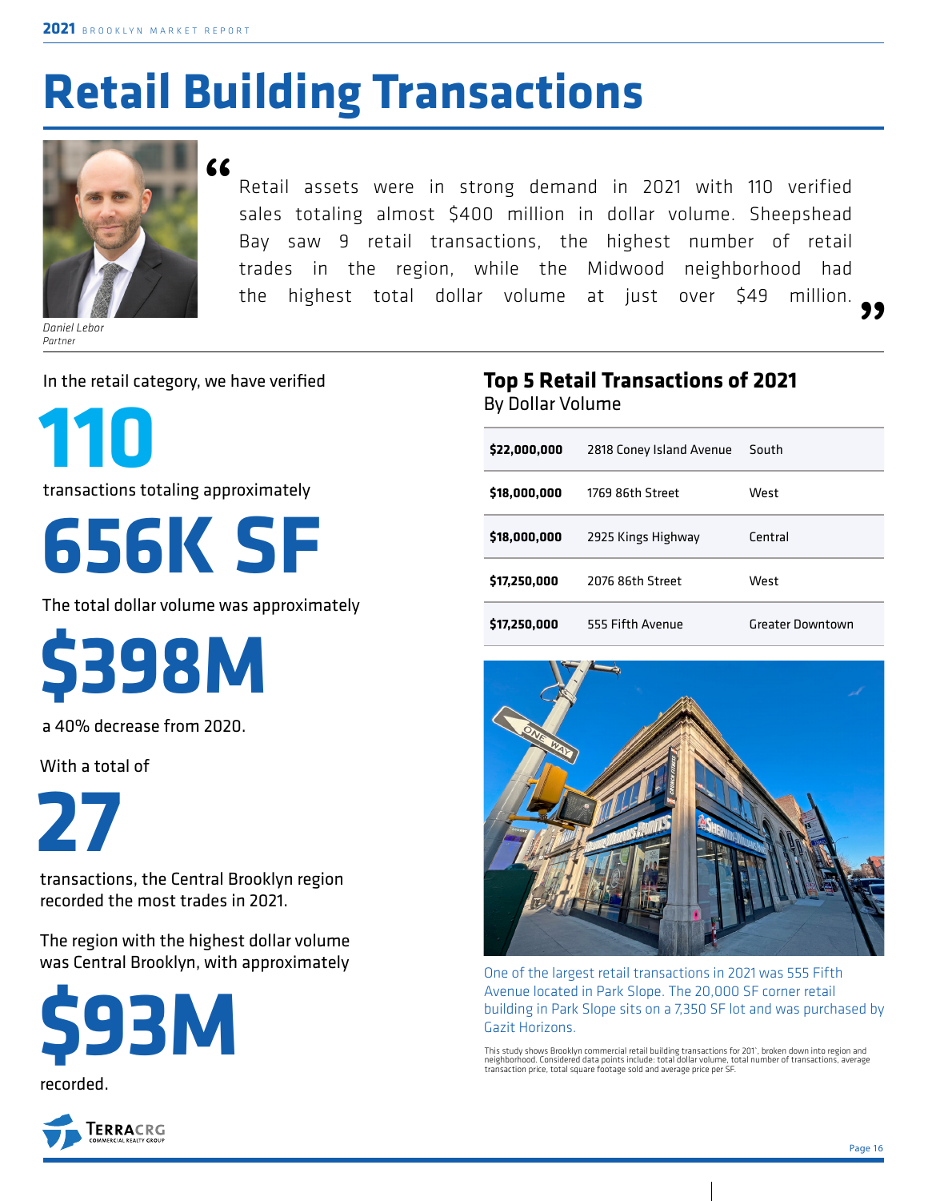# Retail Building Transactions

> "Retail assets were in strong demand in 2021 with 110 verified sales totaling almost $400 million in dollar volume. Sheepshead Bay saw 9 retail transactions, the highest number of retail trades in the region, while the Midwood neighborhood had the highest total dollar volume at just over $49 million."

*Daniel Lebor*
*Partner*

In the retail category, we have verified

**110**

transactions totaling approximately

**656K SF**

The total dollar volume was approximately

**$398M**

a 40% decrease from 2020.

With a total of

**27**

transactions, the Central Brooklyn region recorded the most trades in 2021.

The region with the highest dollar volume was Central Brooklyn, with approximately

**$93M**

recorded.

## Top 5 Retail Transactions of 2021

By Dollar Volume

| Price | Address | Region |
|---|---|---|
| **$22,000,000** | 2818 Coney Island Avenue | South |
| **$18,000,000** | 1769 86th Street | West |
| **$18,000,000** | 2925 Kings Highway | Central |
| **$17,250,000** | 2076 86th Street | West |
| **$17,250,000** | 555 Fifth Avenue | Greater Downtown |

One of the largest retail transactions in 2021 was 555 Fifth Avenue located in Park Slope. The 20,000 SF corner retail building in Park Slope sits on a 7,350 SF lot and was purchased by Gazit Horizons.

This study shows Brooklyn commercial retail building transactions for 201`, broken down into region and neighborhood. Considered data points include: total dollar volume, total number of transactions, average transaction price, total square footage sold and average price per SF.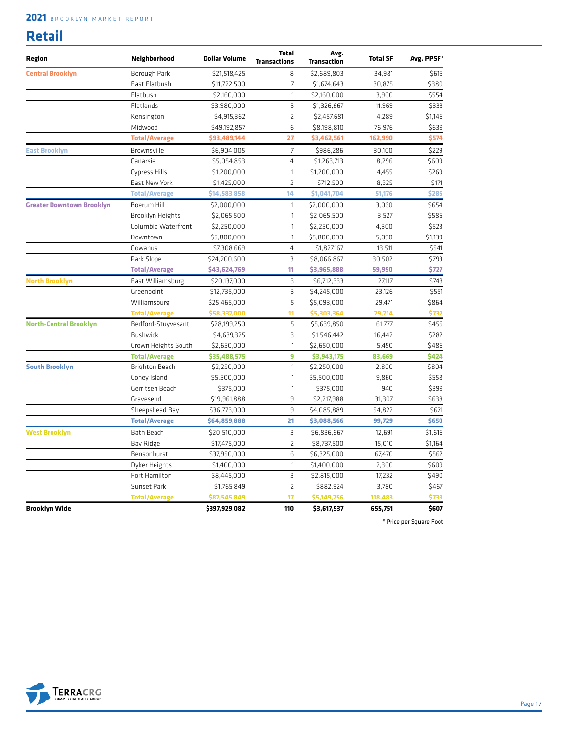# Retail

| Region | Neighborhood | Dollar Volume | Total Transactions | Avg. Transaction | Total SF | Avg. PPSF* |
|---|---|---|---|---|---|---|
| **Central Brooklyn** | Borough Park | $21,518,425 | 8 | $2,689,803 | 34,981 | $615 |
| | East Flatbush | $11,722,500 | 7 | $1,674,643 | 30,875 | $380 |
| | Flatbush | $2,160,000 | 1 | $2,160,000 | 3,900 | $554 |
| | Flatlands | $3,980,000 | 3 | $1,326,667 | 11,969 | $333 |
| | Kensington | $4,915,362 | 2 | $2,457,681 | 4,289 | $1,146 |
| | Midwood | $49,192,857 | 6 | $8,198,810 | 76,976 | $639 |
| | **Total/Average** | **$93,489,144** | **27** | **$3,462,561** | **162,990** | **$574** |
| **East Brooklyn** | Brownsville | $6,904,005 | 7 | $986,286 | 30,100 | $229 |
| | Canarsie | $5,054,853 | 4 | $1,263,713 | 8,296 | $609 |
| | Cypress Hills | $1,200,000 | 1 | $1,200,000 | 4,455 | $269 |
| | East New York | $1,425,000 | 2 | $712,500 | 8,325 | $171 |
| | **Total/Average** | **$14,583,858** | **14** | **$1,041,704** | **51,176** | **$285** |
| **Greater Downtown Brooklyn** | Boerum Hill | $2,000,000 | 1 | $2,000,000 | 3,060 | $654 |
| | Brooklyn Heights | $2,065,500 | 1 | $2,065,500 | 3,527 | $586 |
| | Columbia Waterfront | $2,250,000 | 1 | $2,250,000 | 4,300 | $523 |
| | Downtown | $5,800,000 | 1 | $5,800,000 | 5,090 | $1,139 |
| | Gowanus | $7,308,669 | 4 | $1,827,167 | 13,511 | $541 |
| | Park Slope | $24,200,600 | 3 | $8,066,867 | 30,502 | $793 |
| | **Total/Average** | **$43,624,769** | **11** | **$3,965,888** | **59,990** | **$727** |
| **North Brooklyn** | East Williamsburg | $20,137,000 | 3 | $6,712,333 | 27,117 | $743 |
| | Greenpoint | $12,735,000 | 3 | $4,245,000 | 23,126 | $551 |
| | Williamsburg | $25,465,000 | 5 | $5,093,000 | 29,471 | $864 |
| | **Total/Average** | **$58,337,000** | **11** | **$5,303,364** | **79,714** | **$732** |
| **North-Central Brooklyn** | Bedford-Stuyvesant | $28,199,250 | 5 | $5,639,850 | 61,777 | $456 |
| | Bushwick | $4,639,325 | 3 | $1,546,442 | 16,442 | $282 |
| | Crown Heights South | $2,650,000 | 1 | $2,650,000 | 5,450 | $486 |
| | **Total/Average** | **$35,488,575** | **9** | **$3,943,175** | **83,669** | **$424** |
| **South Brooklyn** | Brighton Beach | $2,250,000 | 1 | $2,250,000 | 2,800 | $804 |
| | Coney Island | $5,500,000 | 1 | $5,500,000 | 9,860 | $558 |
| | Gerritsen Beach | $375,000 | 1 | $375,000 | 940 | $399 |
| | Gravesend | $19,961,888 | 9 | $2,217,988 | 31,307 | $638 |
| | Sheepshead Bay | $36,773,000 | 9 | $4,085,889 | 54,822 | $671 |
| | **Total/Average** | **$64,859,888** | **21** | **$3,088,566** | **99,729** | **$650** |
| **West Brooklyn** | Bath Beach | $20,510,000 | 3 | $6,836,667 | 12,691 | $1,616 |
| | Bay Ridge | $17,475,000 | 2 | $8,737,500 | 15,010 | $1,164 |
| | Bensonhurst | $37,950,000 | 6 | $6,325,000 | 67,470 | $562 |
| | Dyker Heights | $1,400,000 | 1 | $1,400,000 | 2,300 | $609 |
| | Fort Hamilton | $8,445,000 | 3 | $2,815,000 | 17,232 | $490 |
| | Sunset Park | $1,765,849 | 2 | $882,924 | 3,780 | $467 |
| | **Total/Average** | **$87,545,849** | **17** | **$5,149,756** | **118,483** | **$739** |
| **Brooklyn Wide** | | **$397,929,082** | **110** | **$3,617,537** | **655,751** | **$607** |

\* Price per Square Foot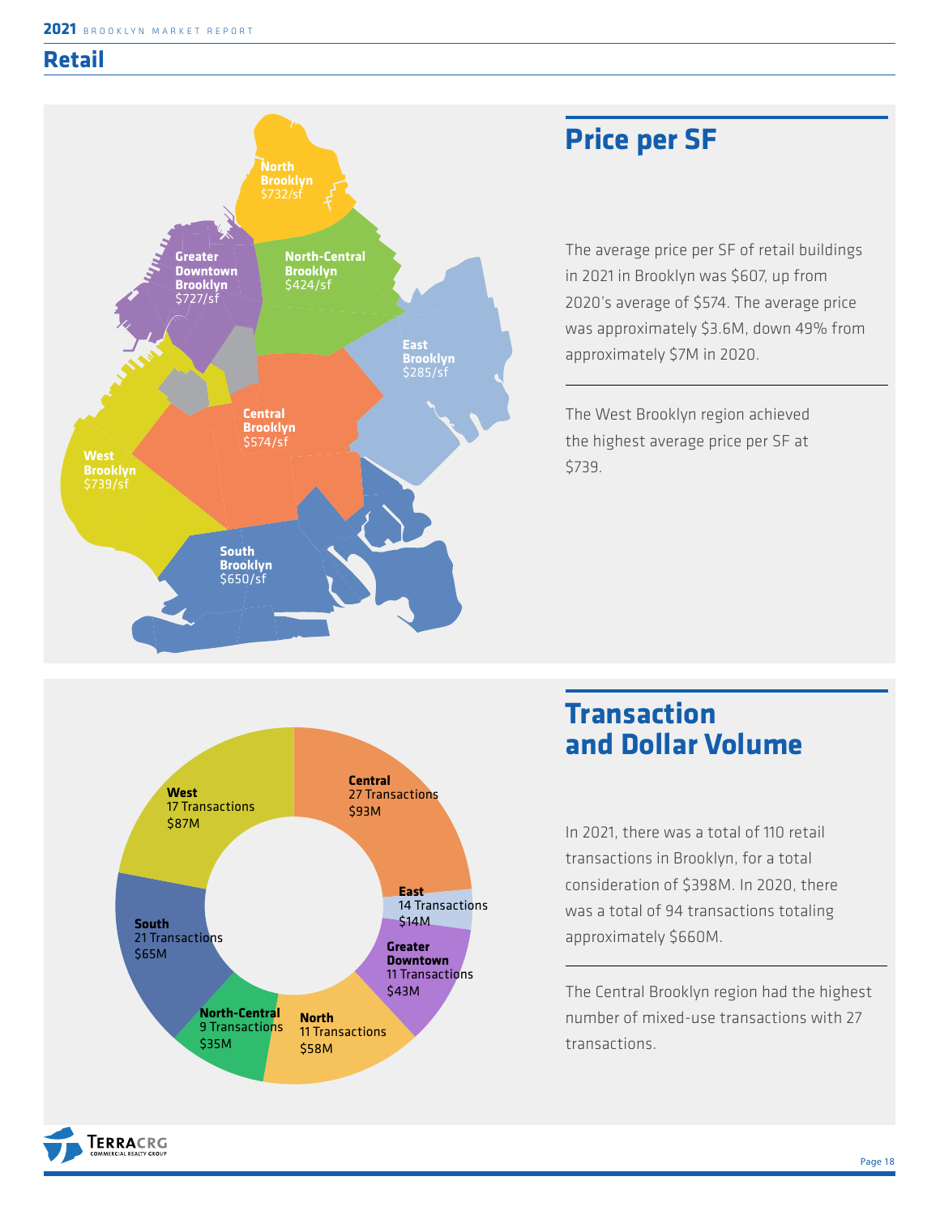## Retail

North Brooklyn $732/sf

Greater Downtown Brooklyn $727/sf

North-Central Brooklyn $424/sf

East Brooklyn $285/sf

Central Brooklyn $574/sf

West Brooklyn $739/sf

South Brooklyn $650/sf

### Price per SF

The average price per SF of retail buildings in 2021 in Brooklyn was $607, up from 2020's average of $574. The average price was approximately $3.6M, down 49% from approximately $7M in 2020.

The West Brooklyn region achieved the highest average price per SF at $739.

West
17 Transactions
$87M

Central
27 Transactions
$93M

East
14 Transactions
$14M

Greater Downtown
11 Transactions
$43M

North
11 Transactions
$58M

North-Central
9 Transactions
$35M

South
21 Transactions
$65M

### Transaction and Dollar Volume

In 2021, there was a total of 110 retail transactions in Brooklyn, for a total consideration of $398M. In 2020, there was a total of 94 transactions totaling approximately $660M.

The Central Brooklyn region had the highest number of mixed-use transactions with 27 transactions.